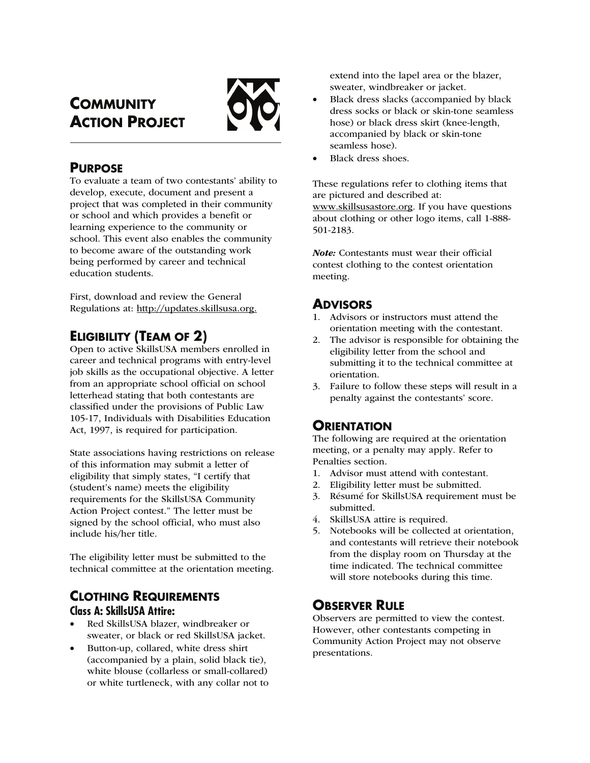# COMMUNITY ACTION PROJECT

## PURPOSE

To evaluate a team of two contestants' ability to develop, execute, document and present a project that was completed in their community or school and which provides a benefit or learning experience to the community or school. This event also enables the community to become aware of the outstanding work being performed by career and technical education students.

First, download and review the General Regulations at: http://updates.skillsusa.org.

## ELIGIBILITY (TEAM OF 2)

Open to active SkillsUSA members enrolled in career and technical programs with entry-level job skills as the occupational objective. A letter from an appropriate school official on school letterhead stating that both contestants are classified under the provisions of Public Law 105-17, Individuals with Disabilities Education Act, 1997, is required for participation.

State associations having restrictions on release of this information may submit a letter of eligibility that simply states, "I certify that (student's name) meets the eligibility requirements for the SkillsUSA Community Action Project contest." The letter must be signed by the school official, who must also include his/her title.

The eligibility letter must be submitted to the technical committee at the orientation meeting.

## CLOTHING REQUIREMENTS

### Class A: SkillsUSA Attire:

- Red SkillsUSA blazer, windbreaker or sweater, or black or red SkillsUSA jacket.
- Button-up, collared, white dress shirt (accompanied by a plain, solid black tie), white blouse (collarless or small-collared) or white turtleneck, with any collar not to extend into the lapel area or the blazer, sweater, windbreaker or jacket.
- Black dress slacks (accompanied by black dress socks or black or skin-tone seamless hose) or black dress skirt (knee-length, accompanied by black or skin-tone seamless hose).
- Black dress shoes.

These regulations refer to clothing items that are pictured and described at: www.skillsusastore.org. If you have questions about clothing or other logo items, call 1-888-501-2183.

***Note:*** Contestants must wear their official contest clothing to the contest orientation meeting.

## ADVISORS

1. Advisors or instructors must attend the orientation meeting with the contestant.
2. The advisor is responsible for obtaining the eligibility letter from the school and submitting it to the technical committee at orientation.
3. Failure to follow these steps will result in a penalty against the contestants' score.

## ORIENTATION

The following are required at the orientation meeting, or a penalty may apply. Refer to Penalties section.

1. Advisor must attend with contestant.
2. Eligibility letter must be submitted.
3. Résumé for SkillsUSA requirement must be submitted.
4. SkillsUSA attire is required.
5. Notebooks will be collected at orientation, and contestants will retrieve their notebook from the display room on Thursday at the time indicated. The technical committee will store notebooks during this time.

## OBSERVER RULE

Observers are permitted to view the contest. However, other contestants competing in Community Action Project may not observe presentations.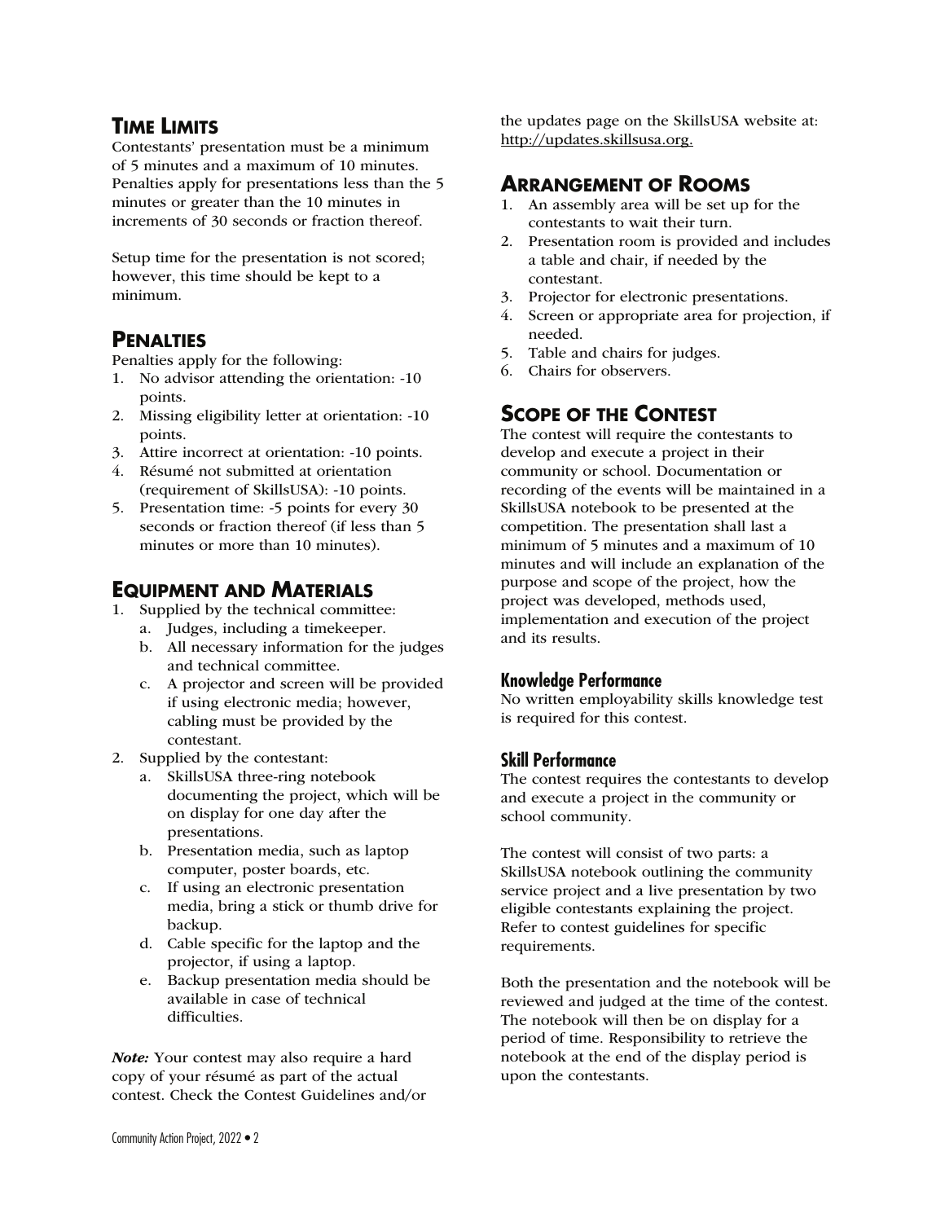## Time Limits

Contestants' presentation must be a minimum of 5 minutes and a maximum of 10 minutes. Penalties apply for presentations less than the 5 minutes or greater than the 10 minutes in increments of 30 seconds or fraction thereof.

Setup time for the presentation is not scored; however, this time should be kept to a minimum.

## Penalties

Penalties apply for the following:

1. No advisor attending the orientation: -10 points.
2. Missing eligibility letter at orientation: -10 points.
3. Attire incorrect at orientation: -10 points.
4. Résumé not submitted at orientation (requirement of SkillsUSA): -10 points.
5. Presentation time: -5 points for every 30 seconds or fraction thereof (if less than 5 minutes or more than 10 minutes).

## Equipment and Materials

1. Supplied by the technical committee:
   a. Judges, including a timekeeper.
   b. All necessary information for the judges and technical committee.
   c. A projector and screen will be provided if using electronic media; however, cabling must be provided by the contestant.
2. Supplied by the contestant:
   a. SkillsUSA three-ring notebook documenting the project, which will be on display for one day after the presentations.
   b. Presentation media, such as laptop computer, poster boards, etc.
   c. If using an electronic presentation media, bring a stick or thumb drive for backup.
   d. Cable specific for the laptop and the projector, if using a laptop.
   e. Backup presentation media should be available in case of technical difficulties.

***Note:*** Your contest may also require a hard copy of your résumé as part of the actual contest. Check the Contest Guidelines and/or the updates page on the SkillsUSA website at: http://updates.skillsusa.org.

## Arrangement of Rooms

1. An assembly area will be set up for the contestants to wait their turn.
2. Presentation room is provided and includes a table and chair, if needed by the contestant.
3. Projector for electronic presentations.
4. Screen or appropriate area for projection, if needed.
5. Table and chairs for judges.
6. Chairs for observers.

## Scope of the Contest

The contest will require the contestants to develop and execute a project in their community or school. Documentation or recording of the events will be maintained in a SkillsUSA notebook to be presented at the competition. The presentation shall last a minimum of 5 minutes and a maximum of 10 minutes and will include an explanation of the purpose and scope of the project, how the project was developed, methods used, implementation and execution of the project and its results.

### Knowledge Performance

No written employability skills knowledge test is required for this contest.

### Skill Performance

The contest requires the contestants to develop and execute a project in the community or school community.

The contest will consist of two parts: a SkillsUSA notebook outlining the community service project and a live presentation by two eligible contestants explaining the project. Refer to contest guidelines for specific requirements.

Both the presentation and the notebook will be reviewed and judged at the time of the contest. The notebook will then be on display for a period of time. Responsibility to retrieve the notebook at the end of the display period is upon the contestants.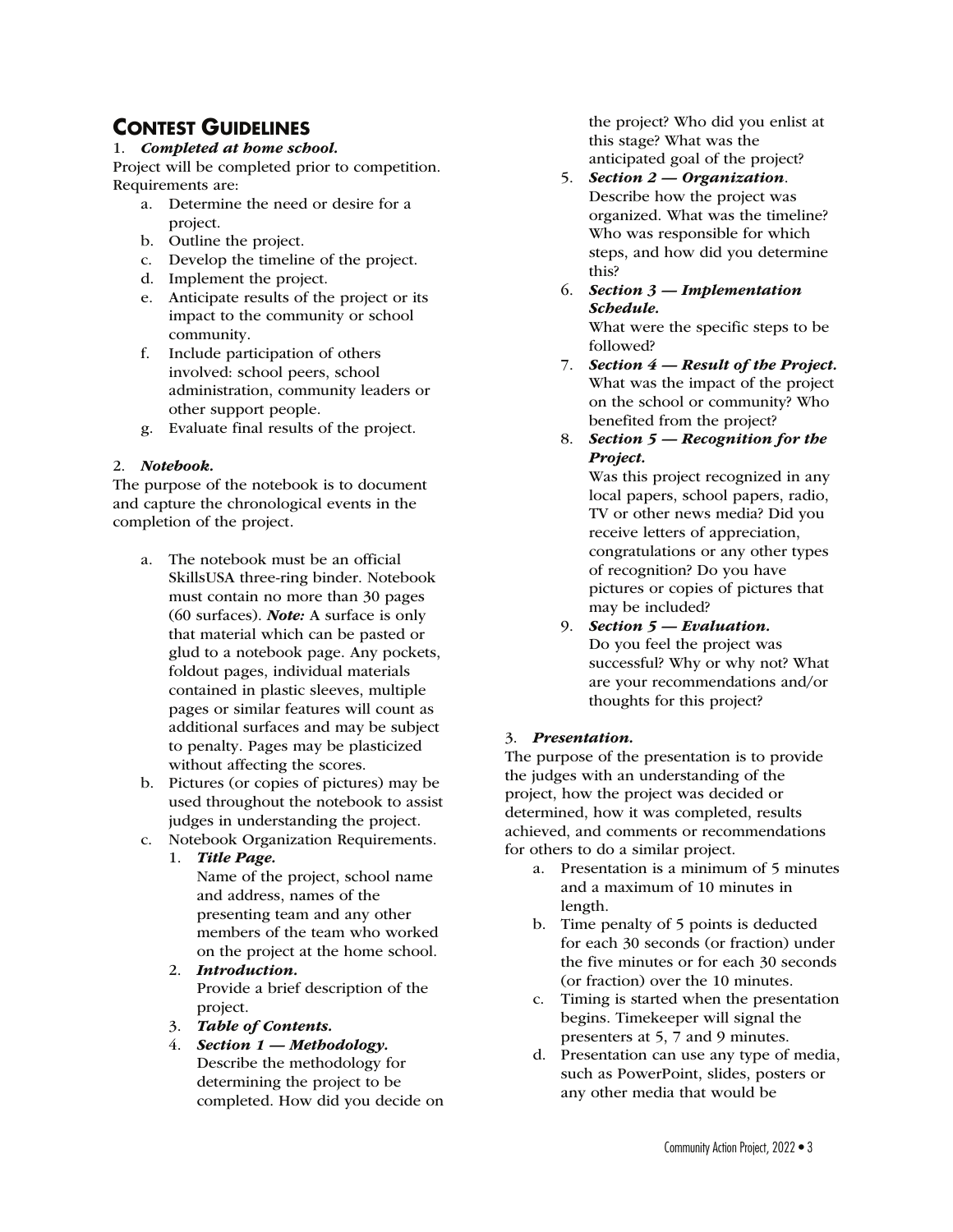## CONTEST GUIDELINES

1. ***Completed at home school.***

Project will be completed prior to competition. Requirements are:

   a. Determine the need or desire for a project.
   b. Outline the project.
   c. Develop the timeline of the project.
   d. Implement the project.
   e. Anticipate results of the project or its impact to the community or school community.
   f. Include participation of others involved: school peers, school administration, community leaders or other support people.
   g. Evaluate final results of the project.

2. ***Notebook.***

The purpose of the notebook is to document and capture the chronological events in the completion of the project.

   a. The notebook must be an official SkillsUSA three-ring binder. Notebook must contain no more than 30 pages (60 surfaces). ***Note:*** A surface is only that material which can be pasted or glud to a notebook page. Any pockets, foldout pages, individual materials contained in plastic sleeves, multiple pages or similar features will count as additional surfaces and may be subject to penalty. Pages may be plasticized without affecting the scores.
   b. Pictures (or copies of pictures) may be used throughout the notebook to assist judges in understanding the project.
   c. Notebook Organization Requirements.
      1. ***Title Page.***
         Name of the project, school name and address, names of the presenting team and any other members of the team who worked on the project at the home school.
      2. ***Introduction.***
         Provide a brief description of the project.
      3. ***Table of Contents.***
      4. ***Section 1 — Methodology.***
         Describe the methodology for determining the project to be completed. How did you decide on the project? Who did you enlist at this stage? What was the anticipated goal of the project?
      5. ***Section 2 — Organization***.
         Describe how the project was organized. What was the timeline? Who was responsible for which steps, and how did you determine this?
      6. ***Section 3 — Implementation Schedule.***
         What were the specific steps to be followed?
      7. ***Section 4 — Result of the Project.***
         What was the impact of the project on the school or community? Who benefited from the project?
      8. ***Section 5 — Recognition for the Project.***
         Was this project recognized in any local papers, school papers, radio, TV or other news media? Did you receive letters of appreciation, congratulations or any other types of recognition? Do you have pictures or copies of pictures that may be included?
      9. ***Section 5 — Evaluation.***
         Do you feel the project was successful? Why or why not? What are your recommendations and/or thoughts for this project?

3. ***Presentation.***

The purpose of the presentation is to provide the judges with an understanding of the project, how the project was decided or determined, how it was completed, results achieved, and comments or recommendations for others to do a similar project.

   a. Presentation is a minimum of 5 minutes and a maximum of 10 minutes in length.
   b. Time penalty of 5 points is deducted for each 30 seconds (or fraction) under the five minutes or for each 30 seconds (or fraction) over the 10 minutes.
   c. Timing is started when the presentation begins. Timekeeper will signal the presenters at 5, 7 and 9 minutes.
   d. Presentation can use any type of media, such as PowerPoint, slides, posters or any other media that would be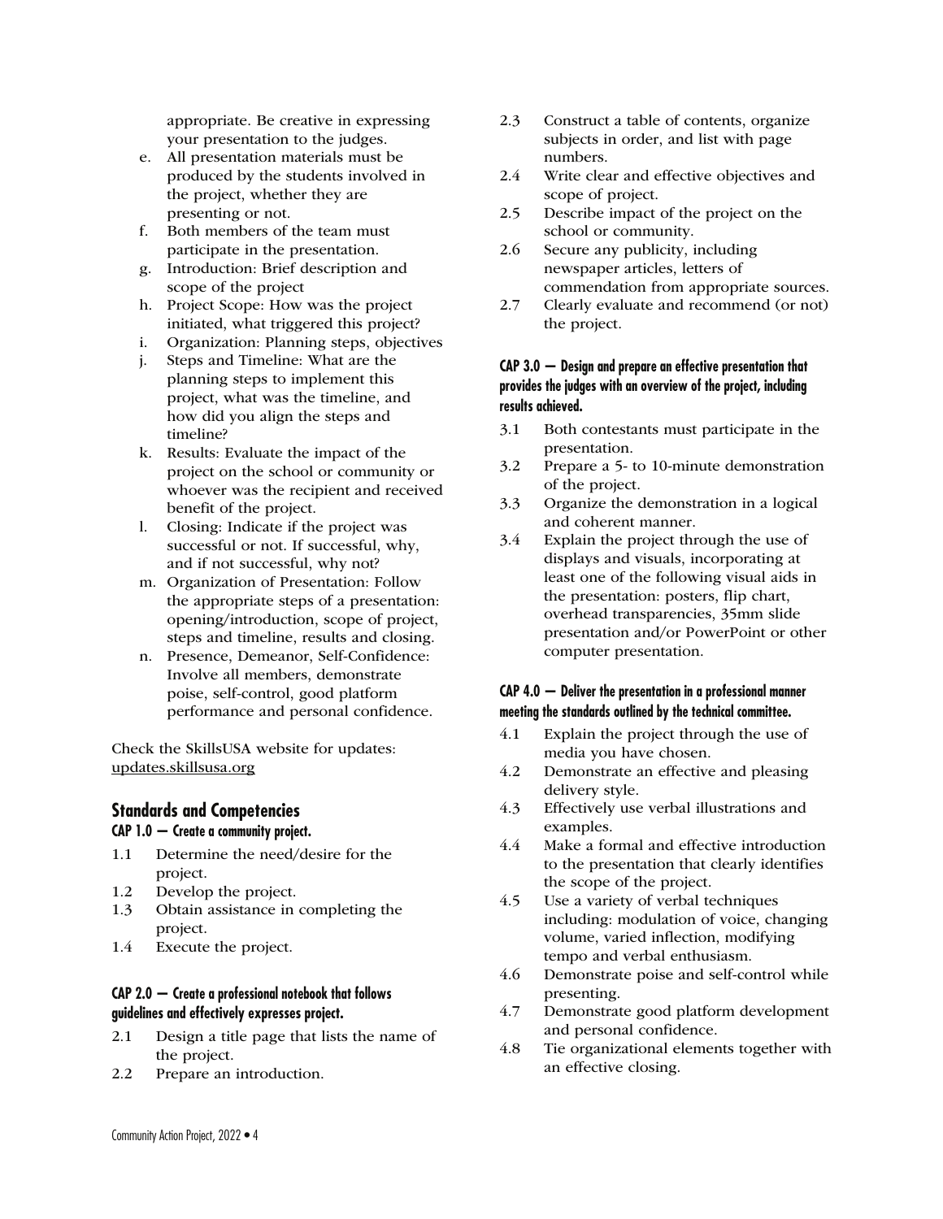appropriate. Be creative in expressing your presentation to the judges.

e. All presentation materials must be produced by the students involved in the project, whether they are presenting or not.
f. Both members of the team must participate in the presentation.
g. Introduction: Brief description and scope of the project
h. Project Scope: How was the project initiated, what triggered this project?
i. Organization: Planning steps, objectives
j. Steps and Timeline: What are the planning steps to implement this project, what was the timeline, and how did you align the steps and timeline?
k. Results: Evaluate the impact of the project on the school or community or whoever was the recipient and received benefit of the project.
l. Closing: Indicate if the project was successful or not. If successful, why, and if not successful, why not?
m. Organization of Presentation: Follow the appropriate steps of a presentation: opening/introduction, scope of project, steps and timeline, results and closing.
n. Presence, Demeanor, Self-Confidence: Involve all members, demonstrate poise, self-control, good platform performance and personal confidence.

Check the SkillsUSA website for updates: updates.skillsusa.org

## Standards and Competencies

### CAP 1.0 — Create a community project.

1.1 Determine the need/desire for the project.
1.2 Develop the project.
1.3 Obtain assistance in completing the project.
1.4 Execute the project.

### CAP 2.0 — Create a professional notebook that follows guidelines and effectively expresses project.

2.1 Design a title page that lists the name of the project.
2.2 Prepare an introduction.
2.3 Construct a table of contents, organize subjects in order, and list with page numbers.
2.4 Write clear and effective objectives and scope of project.
2.5 Describe impact of the project on the school or community.
2.6 Secure any publicity, including newspaper articles, letters of commendation from appropriate sources.
2.7 Clearly evaluate and recommend (or not) the project.

### CAP 3.0 — Design and prepare an effective presentation that provides the judges with an overview of the project, including results achieved.

3.1 Both contestants must participate in the presentation.
3.2 Prepare a 5- to 10-minute demonstration of the project.
3.3 Organize the demonstration in a logical and coherent manner.
3.4 Explain the project through the use of displays and visuals, incorporating at least one of the following visual aids in the presentation: posters, flip chart, overhead transparencies, 35mm slide presentation and/or PowerPoint or other computer presentation.

### CAP 4.0 — Deliver the presentation in a professional manner meeting the standards outlined by the technical committee.

4.1 Explain the project through the use of media you have chosen.
4.2 Demonstrate an effective and pleasing delivery style.
4.3 Effectively use verbal illustrations and examples.
4.4 Make a formal and effective introduction to the presentation that clearly identifies the scope of the project.
4.5 Use a variety of verbal techniques including: modulation of voice, changing volume, varied inflection, modifying tempo and verbal enthusiasm.
4.6 Demonstrate poise and self-control while presenting.
4.7 Demonstrate good platform development and personal confidence.
4.8 Tie organizational elements together with an effective closing.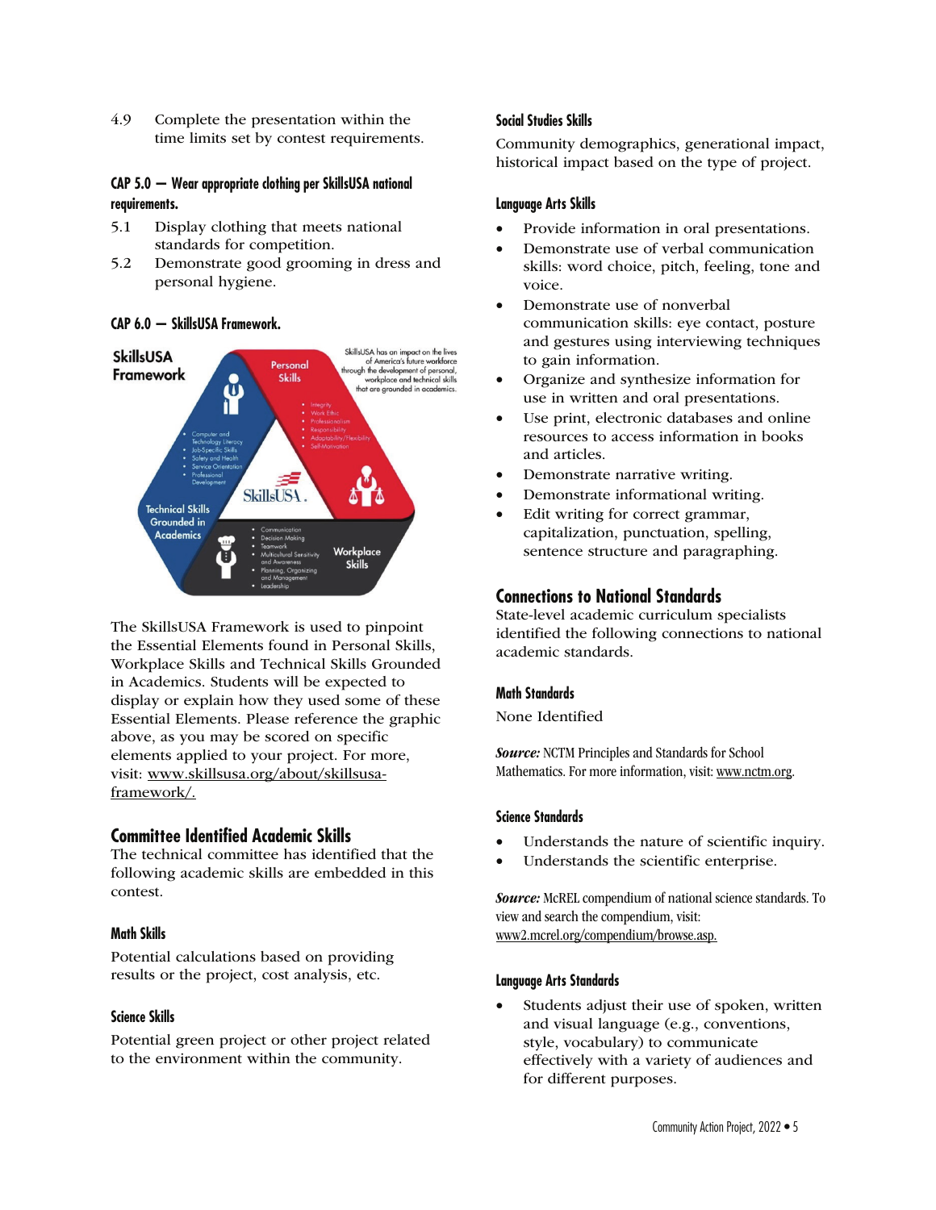4.9 Complete the presentation within the time limits set by contest requirements.

**CAP 5.0 — Wear appropriate clothing per SkillsUSA national requirements.**

5.1 Display clothing that meets national standards for competition.

5.2 Demonstrate good grooming in dress and personal hygiene.

**CAP 6.0 — SkillsUSA Framework.**

The SkillsUSA Framework is used to pinpoint the Essential Elements found in Personal Skills, Workplace Skills and Technical Skills Grounded in Academics. Students will be expected to display or explain how they used some of these Essential Elements. Please reference the graphic above, as you may be scored on specific elements applied to your project. For more, visit: www.skillsusa.org/about/skillsusa-framework/.

## Committee Identified Academic Skills

The technical committee has identified that the following academic skills are embedded in this contest.

### Math Skills

Potential calculations based on providing results or the project, cost analysis, etc.

### Science Skills

Potential green project or other project related to the environment within the community.

### Social Studies Skills

Community demographics, generational impact, historical impact based on the type of project.

### Language Arts Skills

- Provide information in oral presentations.
- Demonstrate use of verbal communication skills: word choice, pitch, feeling, tone and voice.
- Demonstrate use of nonverbal communication skills: eye contact, posture and gestures using interviewing techniques to gain information.
- Organize and synthesize information for use in written and oral presentations.
- Use print, electronic databases and online resources to access information in books and articles.
- Demonstrate narrative writing.
- Demonstrate informational writing.
- Edit writing for correct grammar, capitalization, punctuation, spelling, sentence structure and paragraphing.

## Connections to National Standards

State-level academic curriculum specialists identified the following connections to national academic standards.

### Math Standards

None Identified

***Source:*** NCTM Principles and Standards for School Mathematics. For more information, visit: www.nctm.org.

### Science Standards

- Understands the nature of scientific inquiry.
- Understands the scientific enterprise.

***Source:*** McREL compendium of national science standards. To view and search the compendium, visit: www2.mcrel.org/compendium/browse.asp.

### Language Arts Standards

- Students adjust their use of spoken, written and visual language (e.g., conventions, style, vocabulary) to communicate effectively with a variety of audiences and for different purposes.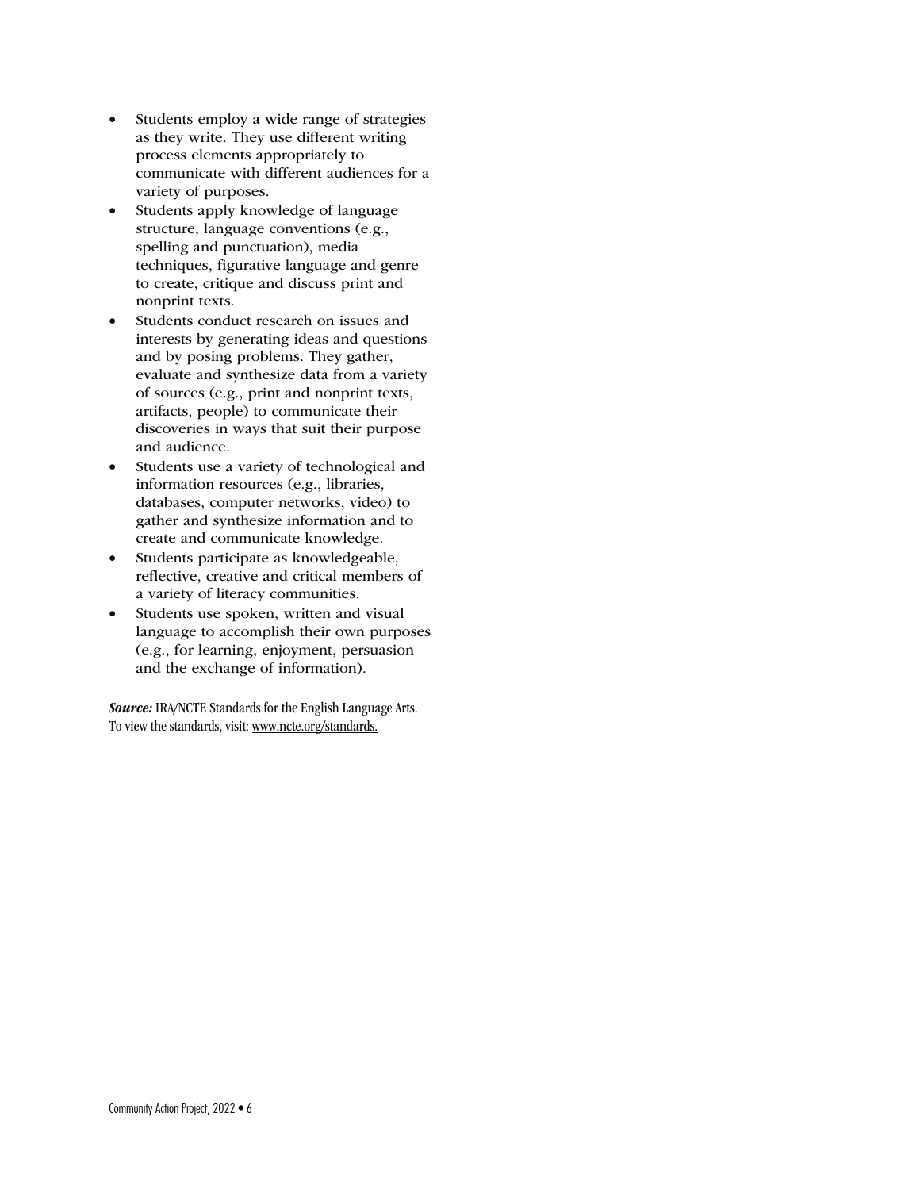- Students employ a wide range of strategies as they write. They use different writing process elements appropriately to communicate with different audiences for a variety of purposes.
- Students apply knowledge of language structure, language conventions (e.g., spelling and punctuation), media techniques, figurative language and genre to create, critique and discuss print and nonprint texts.
- Students conduct research on issues and interests by generating ideas and questions and by posing problems. They gather, evaluate and synthesize data from a variety of sources (e.g., print and nonprint texts, artifacts, people) to communicate their discoveries in ways that suit their purpose and audience.
- Students use a variety of technological and information resources (e.g., libraries, databases, computer networks, video) to gather and synthesize information and to create and communicate knowledge.
- Students participate as knowledgeable, reflective, creative and critical members of a variety of literacy communities.
- Students use spoken, written and visual language to accomplish their own purposes (e.g., for learning, enjoyment, persuasion and the exchange of information).

***Source:*** IRA/NCTE Standards for the English Language Arts. To view the standards, visit: www.ncte.org/standards.